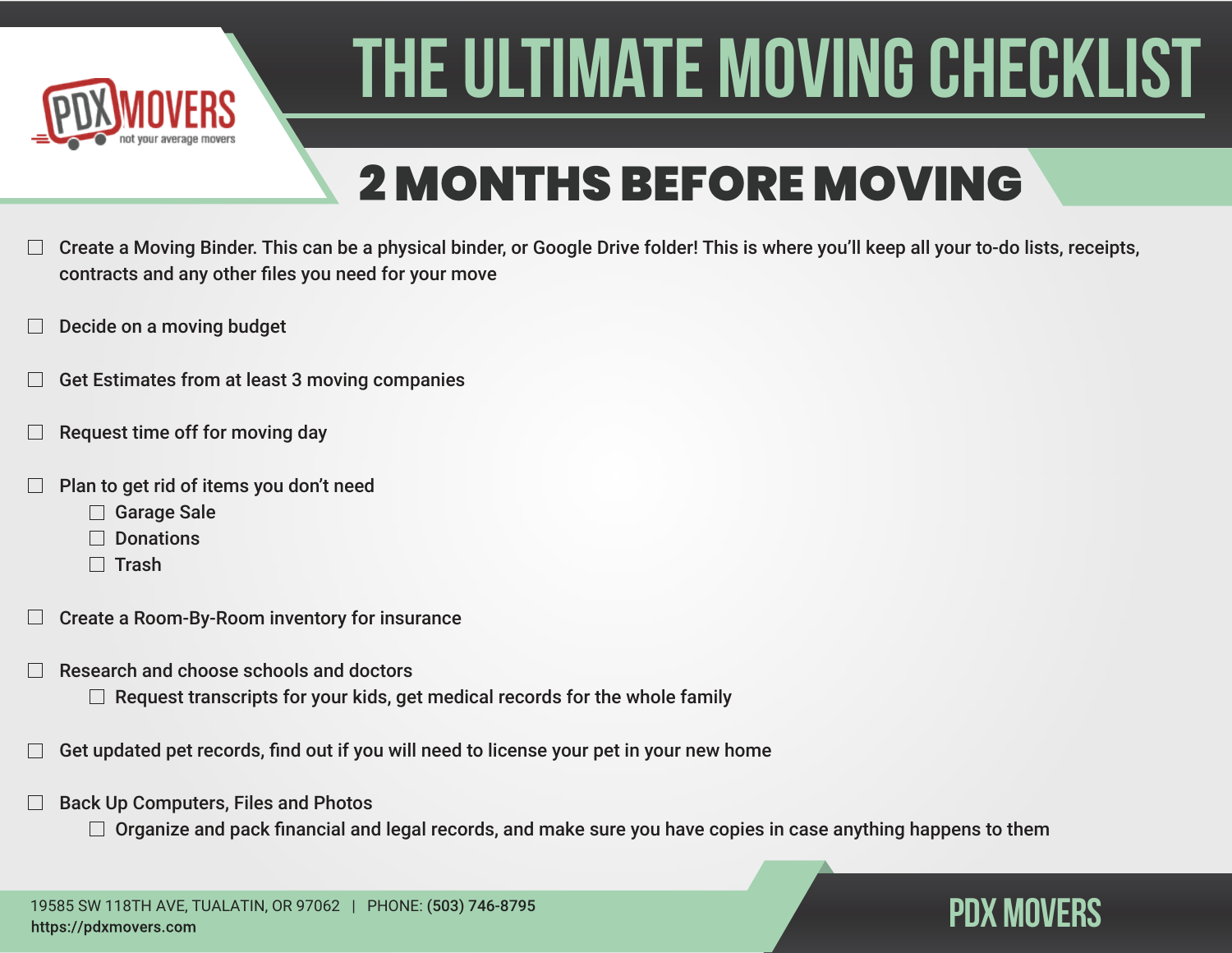# THE ULTIMATE MOVING CHECKLIST

## 2 MONTHS BEFORE MOVING

- [ ] Create a Moving Binder. This can be a physical binder, or Google Drive folder! This is where you'll keep all your to-do lists, receipts, contracts and any other files you need for your move
- [ ] Decide on a moving budget
- [ ] Get Estimates from at least 3 moving companies
- [ ] Request time off for moving day
- [ ] Plan to get rid of items you don't need
  - [ ] Garage Sale
  - [ ] Donations
  - [ ] Trash
- [ ] Create a Room-By-Room inventory for insurance
- [ ] Research and choose schools and doctors
  - [ ] Request transcripts for your kids, get medical records for the whole family
- [ ] Get updated pet records, find out if you will need to license your pet in your new home
- [ ] Back Up Computers, Files and Photos
  - [ ] Organize and pack financial and legal records, and make sure you have copies in case anything happens to them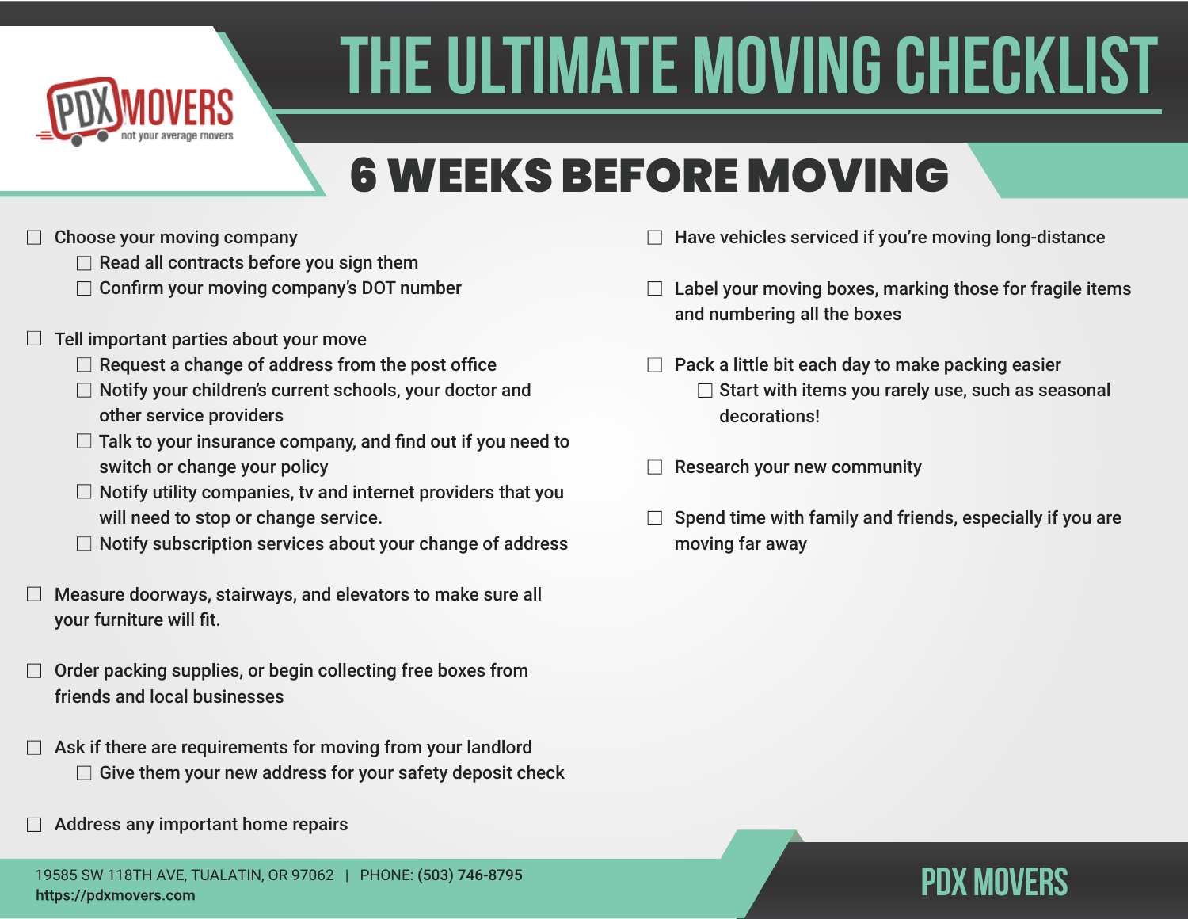# THE ULTIMATE MOVING CHECKLIST

PDX MOVERS
not your average movers

## 6 WEEKS BEFORE MOVING

- ☐ Choose your moving company
    - ☐ Read all contracts before you sign them
    - ☐ Confirm your moving company's DOT number
- ☐ Tell important parties about your move
    - ☐ Request a change of address from the post office
    - ☐ Notify your children's current schools, your doctor and other service providers
    - ☐ Talk to your insurance company, and find out if you need to switch or change your policy
    - ☐ Notify utility companies, tv and internet providers that you will need to stop or change service.
    - ☐ Notify subscription services about your change of address
- ☐ Measure doorways, stairways, and elevators to make sure all your furniture will fit.
- ☐ Order packing supplies, or begin collecting free boxes from friends and local businesses
- ☐ Ask if there are requirements for moving from your landlord
    - ☐ Give them your new address for your safety deposit check
- ☐ Address any important home repairs
- ☐ Have vehicles serviced if you're moving long-distance
- ☐ Label your moving boxes, marking those for fragile items and numbering all the boxes
- ☐ Pack a little bit each day to make packing easier
    - ☐ Start with items you rarely use, such as seasonal decorations!
- ☐ Research your new community
- ☐ Spend time with family and friends, especially if you are moving far away

19585 SW 118TH AVE, TUALATIN, OR 97062 | PHONE: **(503) 746-8795**
**https://pdxmovers.com**

PDX MOVERS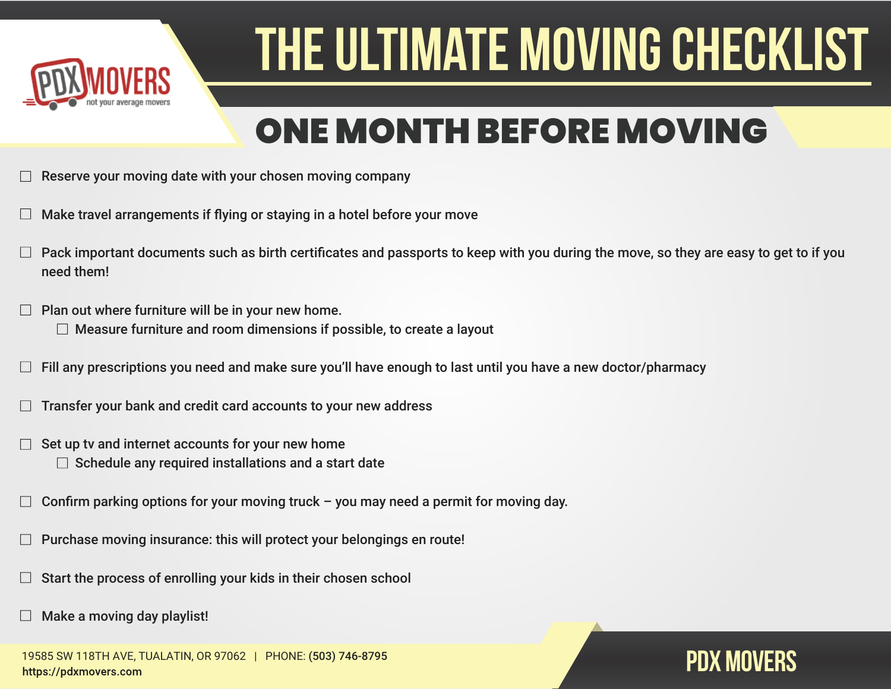# THE ULTIMATE MOVING CHECKLIST

## ONE MONTH BEFORE MOVING

- [ ] Reserve your moving date with your chosen moving company
- [ ] Make travel arrangements if flying or staying in a hotel before your move
- [ ] Pack important documents such as birth certificates and passports to keep with you during the move, so they are easy to get to if you need them!
- [ ] Plan out where furniture will be in your new home.
  - [ ] Measure furniture and room dimensions if possible, to create a layout
- [ ] Fill any prescriptions you need and make sure you'll have enough to last until you have a new doctor/pharmacy
- [ ] Transfer your bank and credit card accounts to your new address
- [ ] Set up tv and internet accounts for your new home
  - [ ] Schedule any required installations and a start date
- [ ] Confirm parking options for your moving truck – you may need a permit for moving day.
- [ ] Purchase moving insurance: this will protect your belongings en route!
- [ ] Start the process of enrolling your kids in their chosen school
- [ ] Make a moving day playlist!

19585 SW 118TH AVE, TUALATIN, OR 97062 | PHONE: **(503) 746-8795**
**https://pdxmovers.com**

**PDX MOVERS**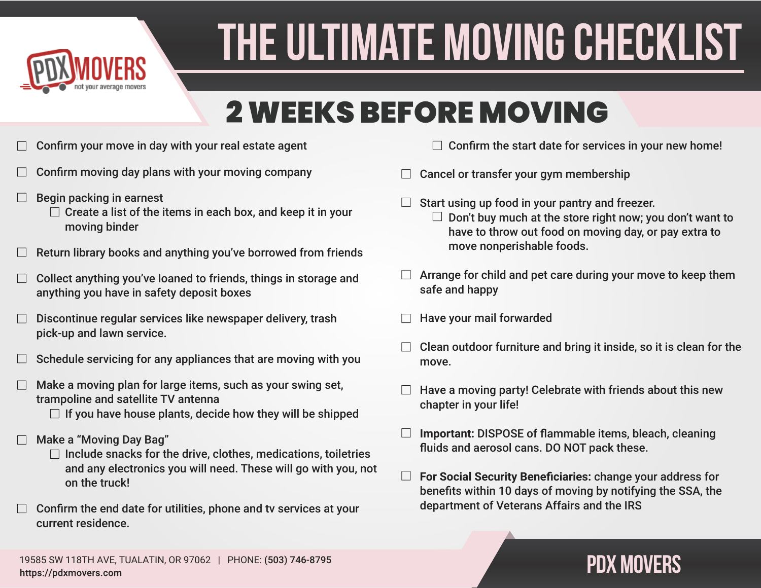# THE ULTIMATE MOVING CHECKLIST

## 2 WEEKS BEFORE MOVING

- ☐ Confirm your move in day with your real estate agent
- ☐ Confirm moving day plans with your moving company
- ☐ Begin packing in earnest
  - ☐ Create a list of the items in each box, and keep it in your moving binder
- ☐ Return library books and anything you've borrowed from friends
- ☐ Collect anything you've loaned to friends, things in storage and anything you have in safety deposit boxes
- ☐ Discontinue regular services like newspaper delivery, trash pick-up and lawn service.
- ☐ Schedule servicing for any appliances that are moving with you
- ☐ Make a moving plan for large items, such as your swing set, trampoline and satellite TV antenna
  - ☐ If you have house plants, decide how they will be shipped
- ☐ Make a "Moving Day Bag"
  - ☐ Include snacks for the drive, clothes, medications, toiletries and any electronics you will need. These will go with you, not on the truck!
- ☐ Confirm the end date for utilities, phone and tv services at your current residence.
  - ☐ Confirm the start date for services in your new home!
- ☐ Cancel or transfer your gym membership
- ☐ Start using up food in your pantry and freezer.
  - ☐ Don't buy much at the store right now; you don't want to have to throw out food on moving day, or pay extra to move nonperishable foods.
- ☐ Arrange for child and pet care during your move to keep them safe and happy
- ☐ Have your mail forwarded
- ☐ Clean outdoor furniture and bring it inside, so it is clean for the move.
- ☐ Have a moving party! Celebrate with friends about this new chapter in your life!
- ☐ **Important:** DISPOSE of flammable items, bleach, cleaning fluids and aerosol cans. DO NOT pack these.
- ☐ **For Social Security Beneficiaries:** change your address for benefits within 10 days of moving by notifying the SSA, the department of Veterans Affairs and the IRS

19585 SW 118TH AVE, TUALATIN, OR 97062 | PHONE: **(503) 746-8795**
https://pdxmovers.com

**PDX MOVERS**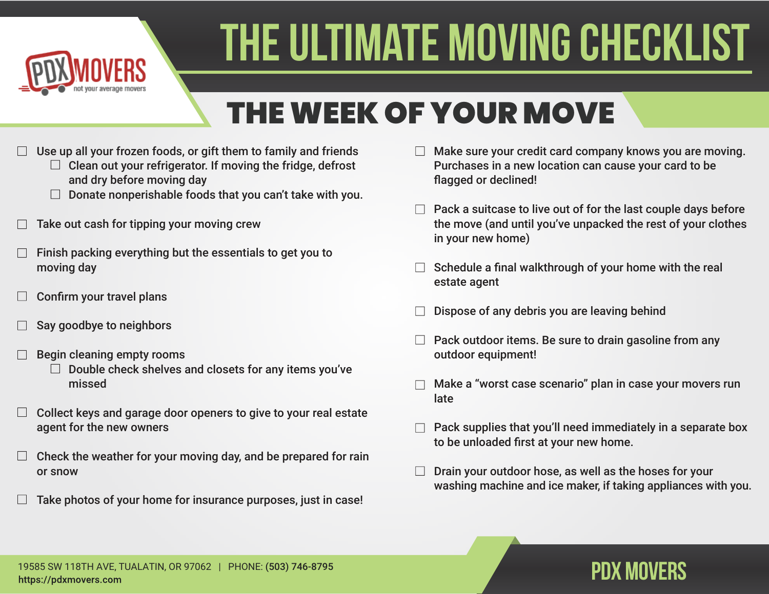# THE ULTIMATE MOVING CHECKLIST

## THE WEEK OF YOUR MOVE

- ☐ Use up all your frozen foods, or gift them to family and friends
  - ☐ Clean out your refrigerator. If moving the fridge, defrost and dry before moving day
  - ☐ Donate nonperishable foods that you can't take with you.
- ☐ Take out cash for tipping your moving crew
- ☐ Finish packing everything but the essentials to get you to moving day
- ☐ Confirm your travel plans
- ☐ Say goodbye to neighbors
- ☐ Begin cleaning empty rooms
  - ☐ Double check shelves and closets for any items you've missed
- ☐ Collect keys and garage door openers to give to your real estate agent for the new owners
- ☐ Check the weather for your moving day, and be prepared for rain or snow
- ☐ Take photos of your home for insurance purposes, just in case!
- ☐ Make sure your credit card company knows you are moving. Purchases in a new location can cause your card to be flagged or declined!
- ☐ Pack a suitcase to live out of for the last couple days before the move (and until you've unpacked the rest of your clothes in your new home)
- ☐ Schedule a final walkthrough of your home with the real estate agent
- ☐ Dispose of any debris you are leaving behind
- ☐ Pack outdoor items. Be sure to drain gasoline from any outdoor equipment!
- ☐ Make a "worst case scenario" plan in case your movers run late
- ☐ Pack supplies that you'll need immediately in a separate box to be unloaded first at your new home.
- ☐ Drain your outdoor hose, as well as the hoses for your washing machine and ice maker, if taking appliances with you.

19585 SW 118TH AVE, TUALATIN, OR 97062 | PHONE: **(503) 746-8795**
https://pdxmovers.com

PDX MOVERS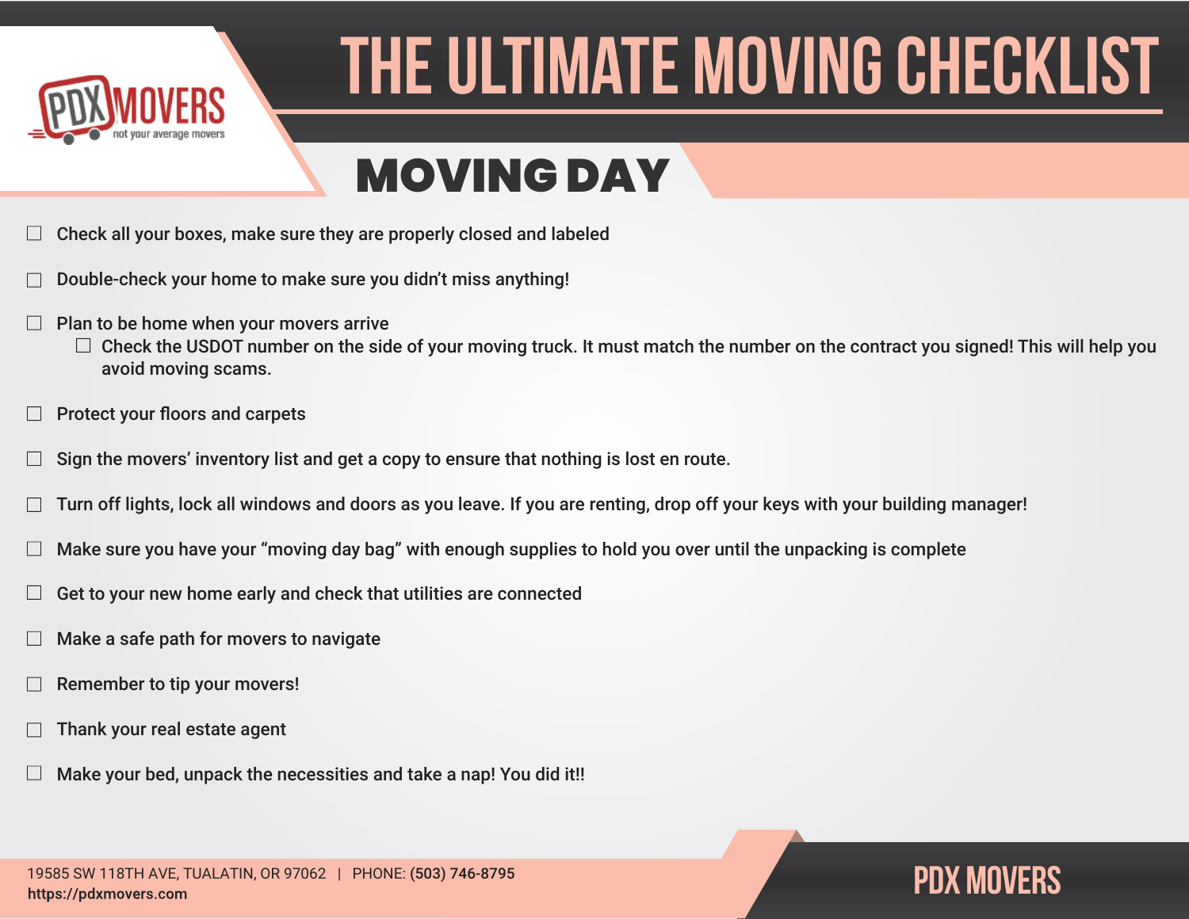# THE ULTIMATE MOVING CHECKLIST

## MOVING DAY

- ☐ Check all your boxes, make sure they are properly closed and labeled
- ☐ Double-check your home to make sure you didn't miss anything!
- ☐ Plan to be home when your movers arrive
  - ☐ Check the USDOT number on the side of your moving truck. It must match the number on the contract you signed! This will help you avoid moving scams.
- ☐ Protect your floors and carpets
- ☐ Sign the movers' inventory list and get a copy to ensure that nothing is lost en route.
- ☐ Turn off lights, lock all windows and doors as you leave. If you are renting, drop off your keys with your building manager!
- ☐ Make sure you have your "moving day bag" with enough supplies to hold you over until the unpacking is complete
- ☐ Get to your new home early and check that utilities are connected
- ☐ Make a safe path for movers to navigate
- ☐ Remember to tip your movers!
- ☐ Thank your real estate agent
- ☐ Make your bed, unpack the necessities and take a nap! You did it!!

19585 SW 118TH AVE, TUALATIN, OR 97062 | PHONE: **(503) 746-8795**
**https://pdxmovers.com**

PDX MOVERS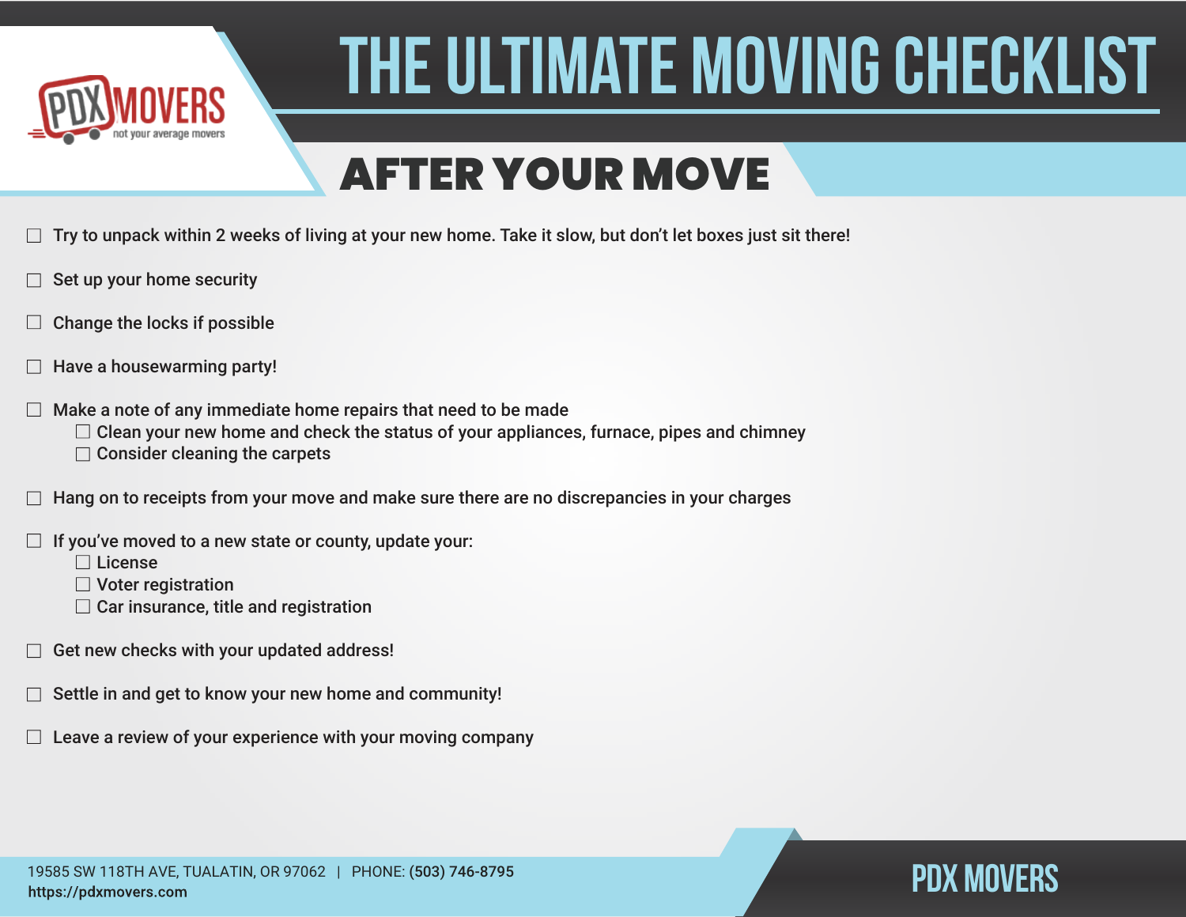# THE ULTIMATE MOVING CHECKLIST

## AFTER YOUR MOVE

- ☐ Try to unpack within 2 weeks of living at your new home. Take it slow, but don't let boxes just sit there!
- ☐ Set up your home security
- ☐ Change the locks if possible
- ☐ Have a housewarming party!
- ☐ Make a note of any immediate home repairs that need to be made
  - ☐ Clean your new home and check the status of your appliances, furnace, pipes and chimney
  - ☐ Consider cleaning the carpets
- ☐ Hang on to receipts from your move and make sure there are no discrepancies in your charges
- ☐ If you've moved to a new state or county, update your:
  - ☐ License
  - ☐ Voter registration
  - ☐ Car insurance, title and registration
- ☐ Get new checks with your updated address!
- ☐ Settle in and get to know your new home and community!
- ☐ Leave a review of your experience with your moving company

19585 SW 118TH AVE, TUALATIN, OR 97062 | PHONE: **(503) 746-8795**
**https://pdxmovers.com**

PDX MOVERS